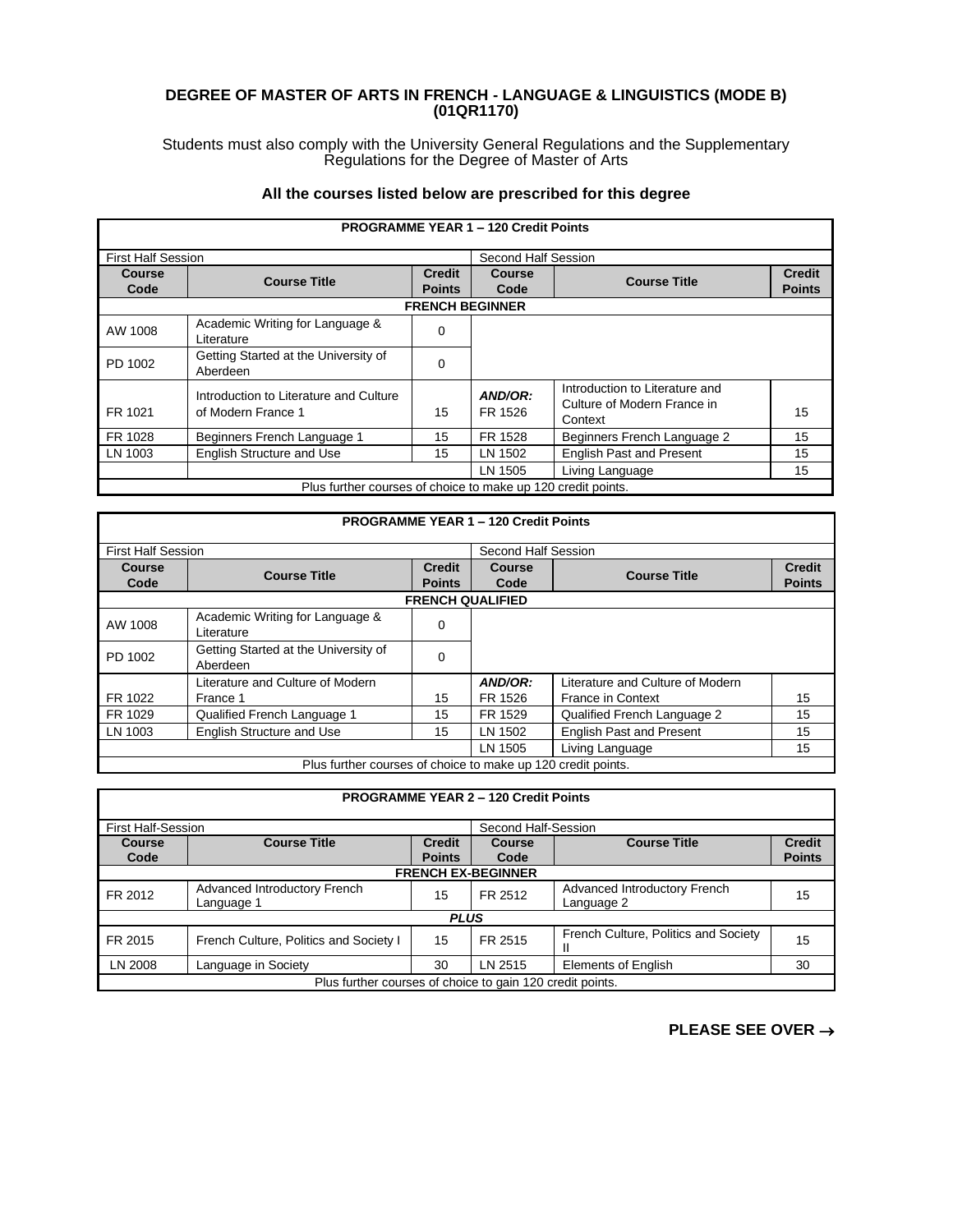# DEGREE OF MASTER OF ARTS IN FRENCH - LANGUAGE & LINGUISTICS (MODE B) (01QR1170)

Students must also comply with the University General Regulations and the Supplementary Regulations for the Degree of Master of Arts

### All the courses listed below are prescribed for this degree

| PROGRAMME YEAR 1 – 120 Credit Points | | | | | |
|---|---|---|---|---|---|
| First Half Session | | | Second Half Session | | |
| **Course Code** | **Course Title** | **Credit Points** | **Course Code** | **Course Title** | **Credit Points** |
| **FRENCH BEGINNER** | | | | | |
| AW 1008 | Academic Writing for Language & Literature | 0 | | | |
| PD 1002 | Getting Started at the University of Aberdeen | 0 | | | |
| FR 1021 | Introduction to Literature and Culture of Modern France 1 | 15 | ***AND/OR:*** FR 1526 | Introduction to Literature and Culture of Modern France in Context | 15 |
| FR 1028 | Beginners French Language 1 | 15 | FR 1528 | Beginners French Language 2 | 15 |
| LN 1003 | English Structure and Use | 15 | LN 1502 | English Past and Present | 15 |
| | | | LN 1505 | Living Language | 15 |
| Plus further courses of choice to make up 120 credit points. | | | | | |

| PROGRAMME YEAR 1 – 120 Credit Points | | | | | |
|---|---|---|---|---|---|
| First Half Session | | | Second Half Session | | |
| **Course Code** | **Course Title** | **Credit Points** | **Course Code** | **Course Title** | **Credit Points** |
| **FRENCH QUALIFIED** | | | | | |
| AW 1008 | Academic Writing for Language & Literature | 0 | | | |
| PD 1002 | Getting Started at the University of Aberdeen | 0 | | | |
| FR 1022 | Literature and Culture of Modern France 1 | 15 | ***AND/OR:*** FR 1526 | Literature and Culture of Modern France in Context | 15 |
| FR 1029 | Qualified French Language 1 | 15 | FR 1529 | Qualified French Language 2 | 15 |
| LN 1003 | English Structure and Use | 15 | LN 1502 | English Past and Present | 15 |
| | | | LN 1505 | Living Language | 15 |
| Plus further courses of choice to make up 120 credit points. | | | | | |

| PROGRAMME YEAR 2 – 120 Credit Points | | | | | |
|---|---|---|---|---|---|
| First Half-Session | | | Second Half-Session | | |
| **Course Code** | **Course Title** | **Credit Points** | **Course Code** | **Course Title** | **Credit Points** |
| **FRENCH EX-BEGINNER** | | | | | |
| FR 2012 | Advanced Introductory French Language 1 | 15 | FR 2512 | Advanced Introductory French Language 2 | 15 |
| ***PLUS*** | | | | | |
| FR 2015 | French Culture, Politics and Society I | 15 | FR 2515 | French Culture, Politics and Society II | 15 |
| LN 2008 | Language in Society | 30 | LN 2515 | Elements of English | 30 |
| Plus further courses of choice to gain 120 credit points. | | | | | |

**PLEASE SEE OVER →**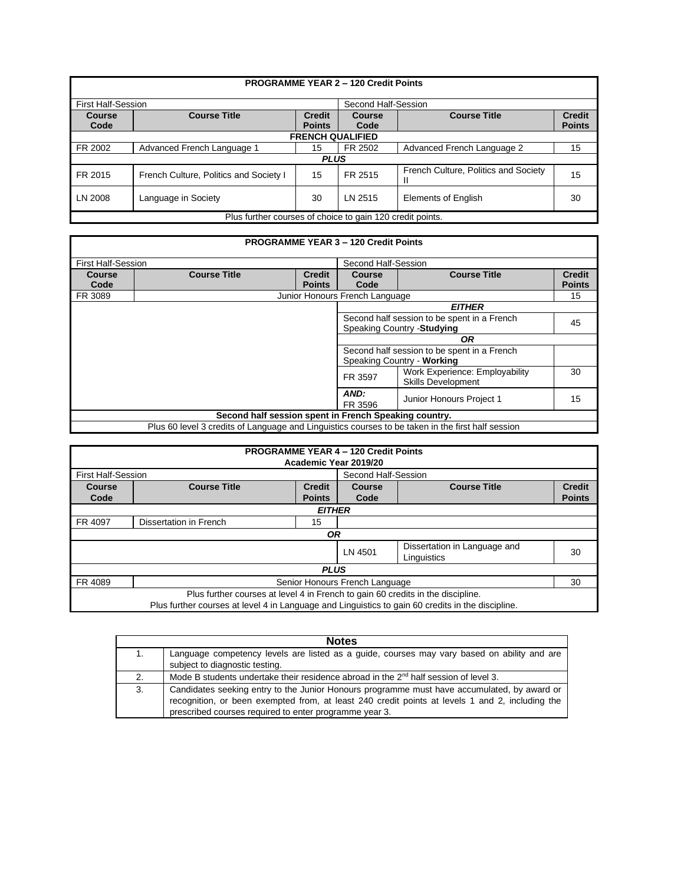| PROGRAMME YEAR 2 – 120 Credit Points | | | | | |
|---|---|---|---|---|---|
| First Half-Session | | | Second Half-Session | | |
| **Course Code** | **Course Title** | **Credit Points** | **Course Code** | **Course Title** | **Credit Points** |
| **FRENCH QUALIFIED** | | | | | |
| FR 2002 | Advanced French Language 1 | 15 | FR 2502 | Advanced French Language 2 | 15 |
| ***PLUS*** | | | | | |
| FR 2015 | French Culture, Politics and Society I | 15 | FR 2515 | French Culture, Politics and Society II | 15 |
| LN 2008 | Language in Society | 30 | LN 2515 | Elements of English | 30 |
| Plus further courses of choice to gain 120 credit points. | | | | | |

| PROGRAMME YEAR 3 – 120 Credit Points | | | | | |
|---|---|---|---|---|---|
| First Half-Session | | | Second Half-Session | | |
| **Course Code** | **Course Title** | **Credit Points** | **Course Code** | **Course Title** | **Credit Points** |
| FR 3089 | Junior Honours French Language | | | | 15 |
| | | | ***EITHER*** | | |
| | | | Second half session to be spent in a French Speaking Country -**Studying** | | 45 |
| | | | ***OR*** | | |
| | | | Second half session to be spent in a French Speaking Country - **Working** | | |
| | | | FR 3597 | Work Experience: Employability Skills Development | 30 |
| | | | ***AND:*** FR 3596 | Junior Honours Project 1 | 15 |
| **Second half session spent in French Speaking country.** | | | | | |
| Plus 60 level 3 credits of Language and Linguistics courses to be taken in the first half session | | | | | |

| PROGRAMME YEAR 4 – 120 Credit Points Academic Year 2019/20 | | | | | |
|---|---|---|---|---|---|
| First Half-Session | | | Second Half-Session | | |
| **Course Code** | **Course Title** | **Credit Points** | **Course Code** | **Course Title** | **Credit Points** |
| ***EITHER*** | | | | | |
| FR 4097 | Dissertation in French | 15 | | | |
| ***OR*** | | | | | |
| | | | LN 4501 | Dissertation in Language and Linguistics | 30 |
| ***PLUS*** | | | | | |
| FR 4089 | Senior Honours French Language | | | | 30 |
| Plus further courses at level 4 in French to gain 60 credits in the discipline. Plus further courses at level 4 in Language and Linguistics to gain 60 credits in the discipline. | | | | | |

| Notes | |
|---|---|
| 1. | Language competency levels are listed as a guide, courses may vary based on ability and are subject to diagnostic testing. |
| 2. | Mode B students undertake their residence abroad in the 2nd half session of level 3. |
| 3. | Candidates seeking entry to the Junior Honours programme must have accumulated, by award or recognition, or been exempted from, at least 240 credit points at levels 1 and 2, including the prescribed courses required to enter programme year 3. |